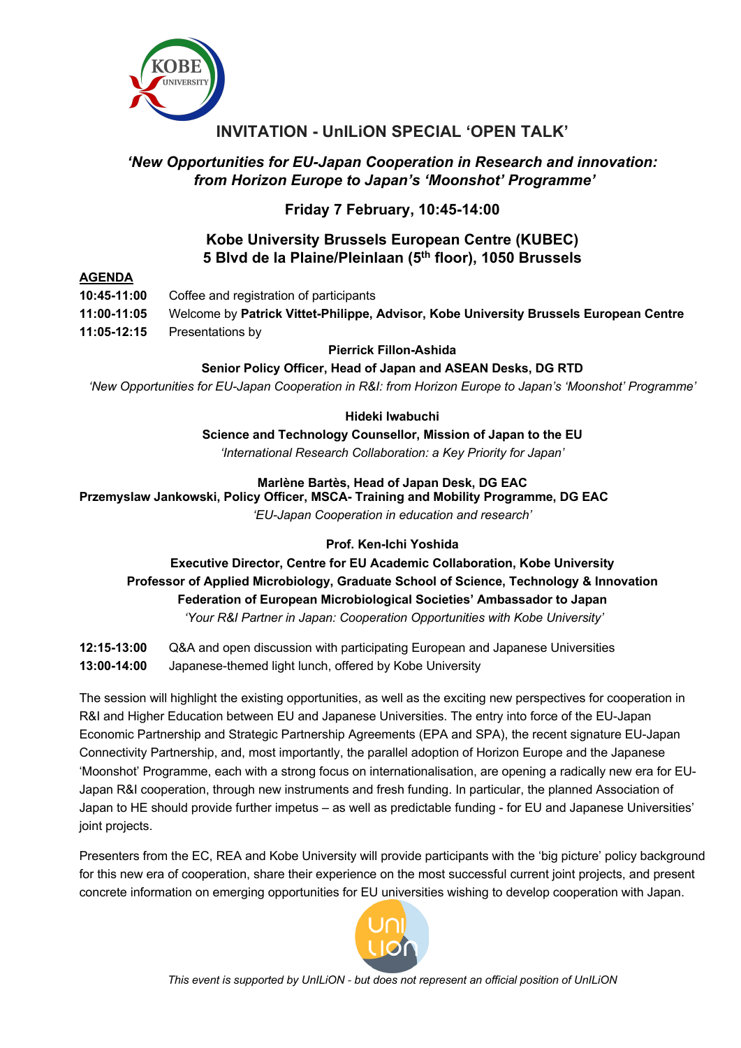# INVITATION - UnILiON SPECIAL 'OPEN TALK'

## *'New Opportunities for EU-Japan Cooperation in Research and innovation: from Horizon Europe to Japan's 'Moonshot' Programme'*

### Friday 7 February, 10:45-14:00

### Kobe University Brussels European Centre (KUBEC)
### 5 Blvd de la Plaine/Pleinlaan (5th floor), 1050 Brussels

**AGENDA**

**10:45-11:00** Coffee and registration of participants

**11:00-11:05** Welcome by **Patrick Vittet-Philippe, Advisor, Kobe University Brussels European Centre**

**11:05-12:15** Presentations by

**Pierrick Fillon-Ashida**
**Senior Policy Officer, Head of Japan and ASEAN Desks, DG RTD**
*'New Opportunities for EU-Japan Cooperation in R&I: from Horizon Europe to Japan's 'Moonshot' Programme'*

**Hideki Iwabuchi**
**Science and Technology Counsellor, Mission of Japan to the EU**
*'International Research Collaboration: a Key Priority for Japan'*

**Marlène Bartès, Head of Japan Desk, DG EAC**
**Przemyslaw Jankowski, Policy Officer, MSCA- Training and Mobility Programme, DG EAC**
*'EU-Japan Cooperation in education and research'*

**Prof. Ken-Ichi Yoshida**
**Executive Director, Centre for EU Academic Collaboration, Kobe University**
**Professor of Applied Microbiology, Graduate School of Science, Technology & Innovation**
**Federation of European Microbiological Societies' Ambassador to Japan**
*'Your R&I Partner in Japan: Cooperation Opportunities with Kobe University'*

**12:15-13:00** Q&A and open discussion with participating European and Japanese Universities

**13:00-14:00** Japanese-themed light lunch, offered by Kobe University

The session will highlight the existing opportunities, as well as the exciting new perspectives for cooperation in R&I and Higher Education between EU and Japanese Universities. The entry into force of the EU-Japan Economic Partnership and Strategic Partnership Agreements (EPA and SPA), the recent signature EU-Japan Connectivity Partnership, and, most importantly, the parallel adoption of Horizon Europe and the Japanese 'Moonshot' Programme, each with a strong focus on internationalisation, are opening a radically new era for EU-Japan R&I cooperation, through new instruments and fresh funding. In particular, the planned Association of Japan to HE should provide further impetus – as well as predictable funding - for EU and Japanese Universities' joint projects.

Presenters from the EC, REA and Kobe University will provide participants with the 'big picture' policy background for this new era of cooperation, share their experience on the most successful current joint projects, and present concrete information on emerging opportunities for EU universities wishing to develop cooperation with Japan.

*This event is supported by UnILiON - but does not represent an official position of UnILiON*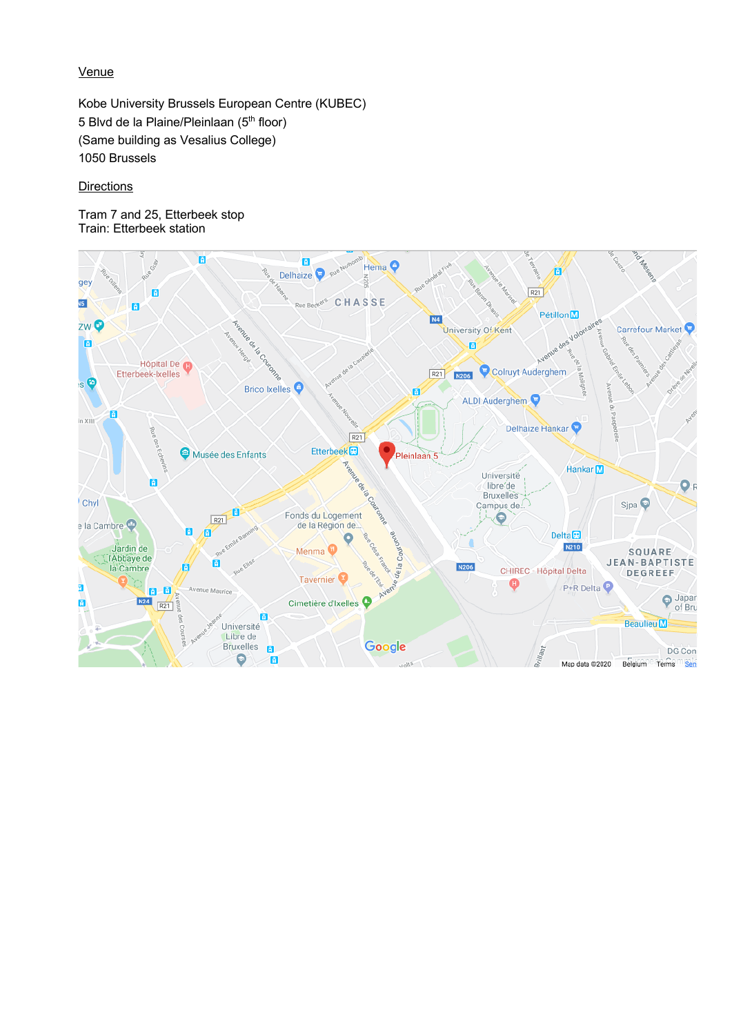Venue

Kobe University Brussels European Centre (KUBEC)
5 Blvd de la Plaine/Pleinlaan (5th floor)
(Same building as Vesalius College)
1050 Brussels

Directions

Tram 7 and 25, Etterbeek stop
Train: Etterbeek station